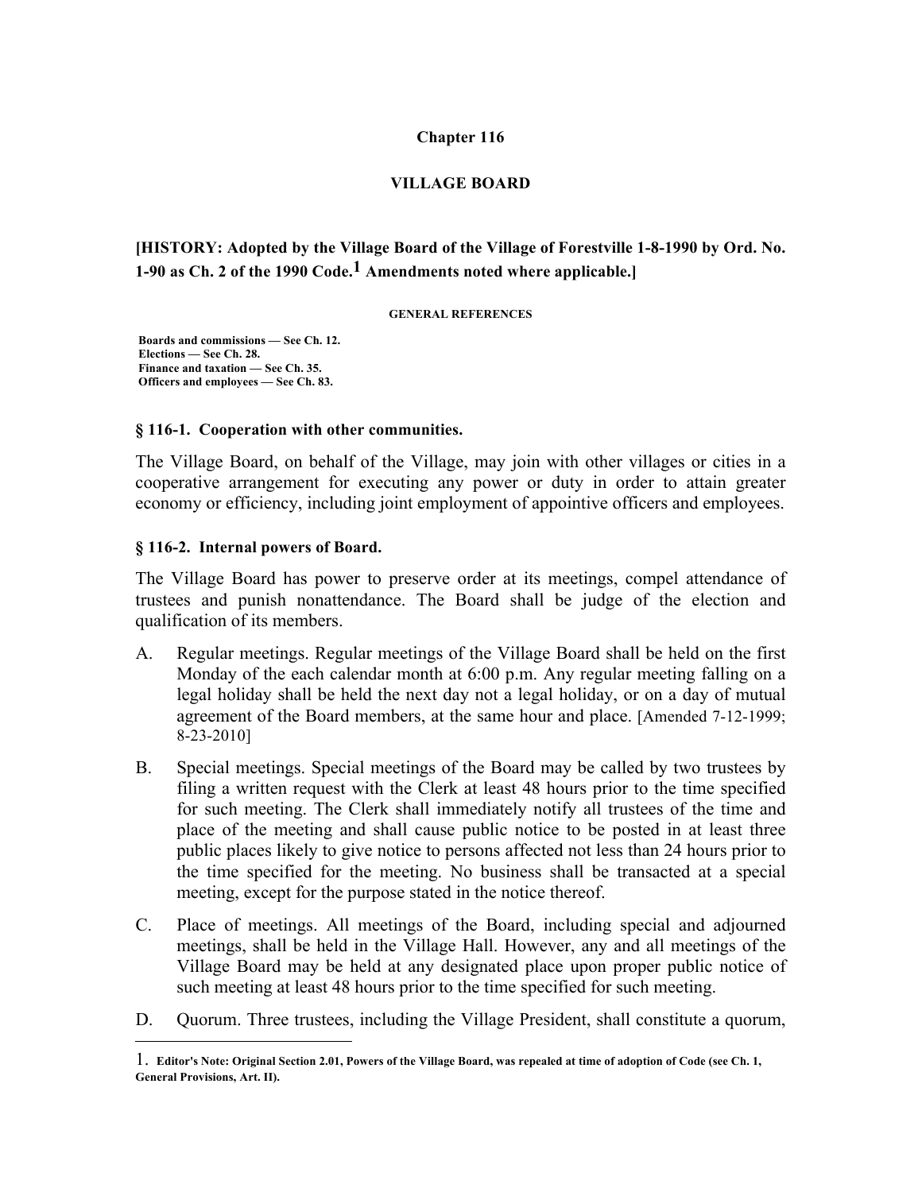# Chapter 116

## VILLAGE BOARD

**[HISTORY: Adopted by the Village Board of the Village of Forestville 1-8-1990 by Ord. No. 1-90 as Ch. 2 of the 1990 Code.[1] Amendments noted where applicable.]**

**GENERAL REFERENCES**

**Boards and commissions — See Ch. 12.**
**Elections — See Ch. 28.**
**Finance and taxation — See Ch. 35.**
**Officers and employees — See Ch. 83.**

### § 116-1. Cooperation with other communities.

The Village Board, on behalf of the Village, may join with other villages or cities in a cooperative arrangement for executing any power or duty in order to attain greater economy or efficiency, including joint employment of appointive officers and employees.

### § 116-2. Internal powers of Board.

The Village Board has power to preserve order at its meetings, compel attendance of trustees and punish nonattendance. The Board shall be judge of the election and qualification of its members.

A. Regular meetings. Regular meetings of the Village Board shall be held on the first Monday of the each calendar month at 6:00 p.m. Any regular meeting falling on a legal holiday shall be held the next day not a legal holiday, or on a day of mutual agreement of the Board members, at the same hour and place. [Amended 7-12-1999; 8-23-2010]

B. Special meetings. Special meetings of the Board may be called by two trustees by filing a written request with the Clerk at least 48 hours prior to the time specified for such meeting. The Clerk shall immediately notify all trustees of the time and place of the meeting and shall cause public notice to be posted in at least three public places likely to give notice to persons affected not less than 24 hours prior to the time specified for the meeting. No business shall be transacted at a special meeting, except for the purpose stated in the notice thereof.

C. Place of meetings. All meetings of the Board, including special and adjourned meetings, shall be held in the Village Hall. However, any and all meetings of the Village Board may be held at any designated place upon proper public notice of such meeting at least 48 hours prior to the time specified for such meeting.

D. Quorum. Three trustees, including the Village President, shall constitute a quorum,

---

1. **Editor's Note: Original Section 2.01, Powers of the Village Board, was repealed at time of adoption of Code (see Ch. 1, General Provisions, Art. II).**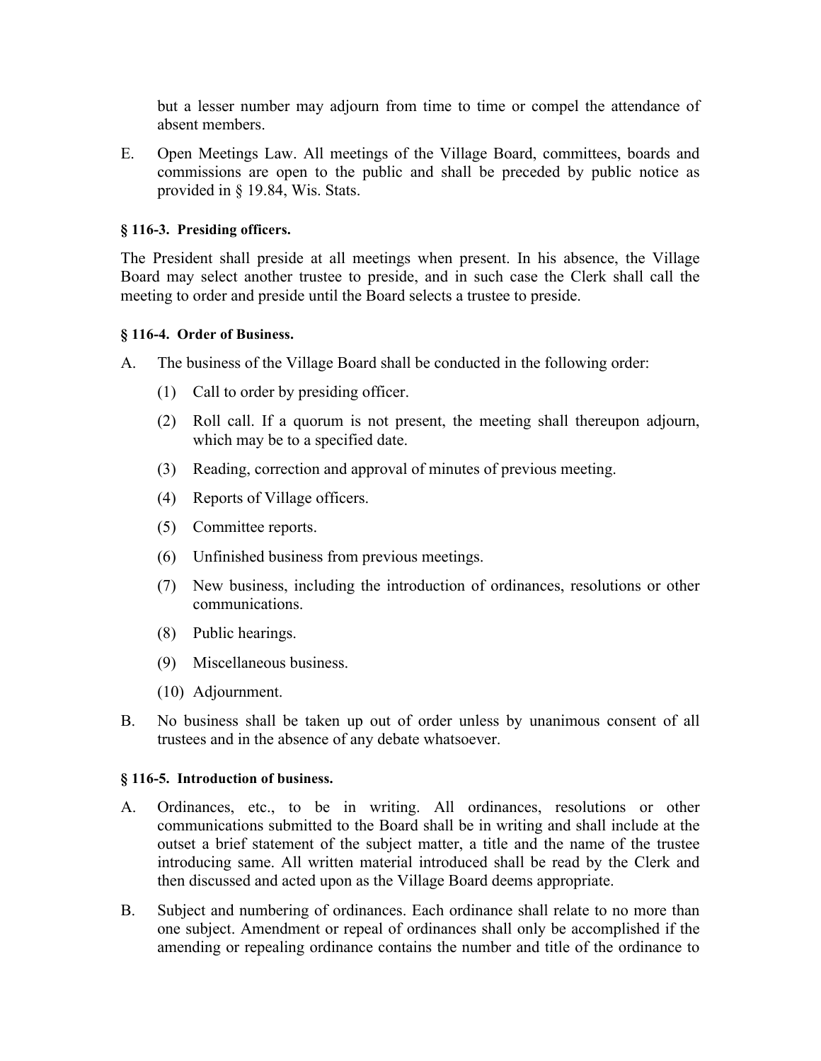but a lesser number may adjourn from time to time or compel the attendance of absent members.

E. Open Meetings Law. All meetings of the Village Board, committees, boards and commissions are open to the public and shall be preceded by public notice as provided in § 19.84, Wis. Stats.

#### § 116-3. Presiding officers.

The President shall preside at all meetings when present. In his absence, the Village Board may select another trustee to preside, and in such case the Clerk shall call the meeting to order and preside until the Board selects a trustee to preside.

#### § 116-4. Order of Business.

A. The business of the Village Board shall be conducted in the following order:

   (1) Call to order by presiding officer.

   (2) Roll call. If a quorum is not present, the meeting shall thereupon adjourn, which may be to a specified date.

   (3) Reading, correction and approval of minutes of previous meeting.

   (4) Reports of Village officers.

   (5) Committee reports.

   (6) Unfinished business from previous meetings.

   (7) New business, including the introduction of ordinances, resolutions or other communications.

   (8) Public hearings.

   (9) Miscellaneous business.

   (10) Adjournment.

B. No business shall be taken up out of order unless by unanimous consent of all trustees and in the absence of any debate whatsoever.

#### § 116-5. Introduction of business.

A. Ordinances, etc., to be in writing. All ordinances, resolutions or other communications submitted to the Board shall be in writing and shall include at the outset a brief statement of the subject matter, a title and the name of the trustee introducing same. All written material introduced shall be read by the Clerk and then discussed and acted upon as the Village Board deems appropriate.

B. Subject and numbering of ordinances. Each ordinance shall relate to no more than one subject. Amendment or repeal of ordinances shall only be accomplished if the amending or repealing ordinance contains the number and title of the ordinance to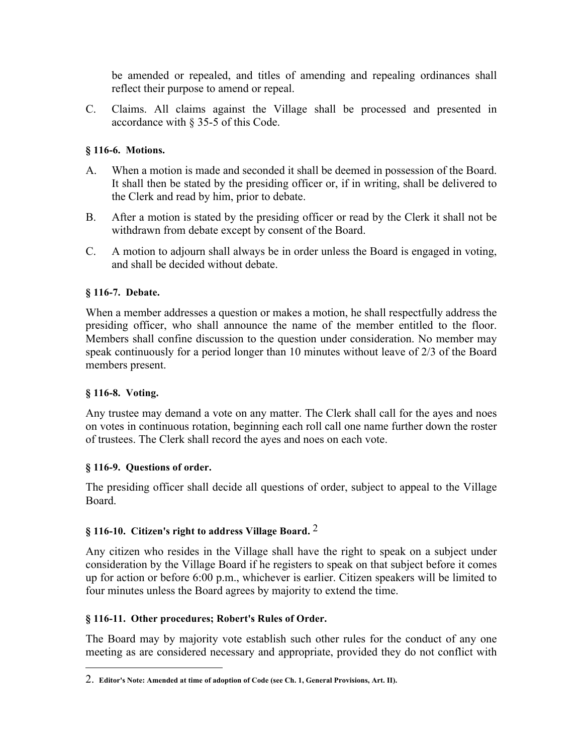be amended or repealed, and titles of amending and repealing ordinances shall reflect their purpose to amend or repeal.

C. Claims. All claims against the Village shall be processed and presented in accordance with § 35-5 of this Code.

**§ 116-6. Motions.**

A. When a motion is made and seconded it shall be deemed in possession of the Board. It shall then be stated by the presiding officer or, if in writing, shall be delivered to the Clerk and read by him, prior to debate.

B. After a motion is stated by the presiding officer or read by the Clerk it shall not be withdrawn from debate except by consent of the Board.

C. A motion to adjourn shall always be in order unless the Board is engaged in voting, and shall be decided without debate.

**§ 116-7. Debate.**

When a member addresses a question or makes a motion, he shall respectfully address the presiding officer, who shall announce the name of the member entitled to the floor. Members shall confine discussion to the question under consideration. No member may speak continuously for a period longer than 10 minutes without leave of 2/3 of the Board members present.

**§ 116-8. Voting.**

Any trustee may demand a vote on any matter. The Clerk shall call for the ayes and noes on votes in continuous rotation, beginning each roll call one name further down the roster of trustees. The Clerk shall record the ayes and noes on each vote.

**§ 116-9. Questions of order.**

The presiding officer shall decide all questions of order, subject to appeal to the Village Board.

**§ 116-10. Citizen's right to address Village Board.** [2]

Any citizen who resides in the Village shall have the right to speak on a subject under consideration by the Village Board if he registers to speak on that subject before it comes up for action or before 6:00 p.m., whichever is earlier. Citizen speakers will be limited to four minutes unless the Board agrees by majority to extend the time.

**§ 116-11. Other procedures; Robert's Rules of Order.**

The Board may by majority vote establish such other rules for the conduct of any one meeting as are considered necessary and appropriate, provided they do not conflict with

2. **Editor's Note: Amended at time of adoption of Code (see Ch. 1, General Provisions, Art. II).**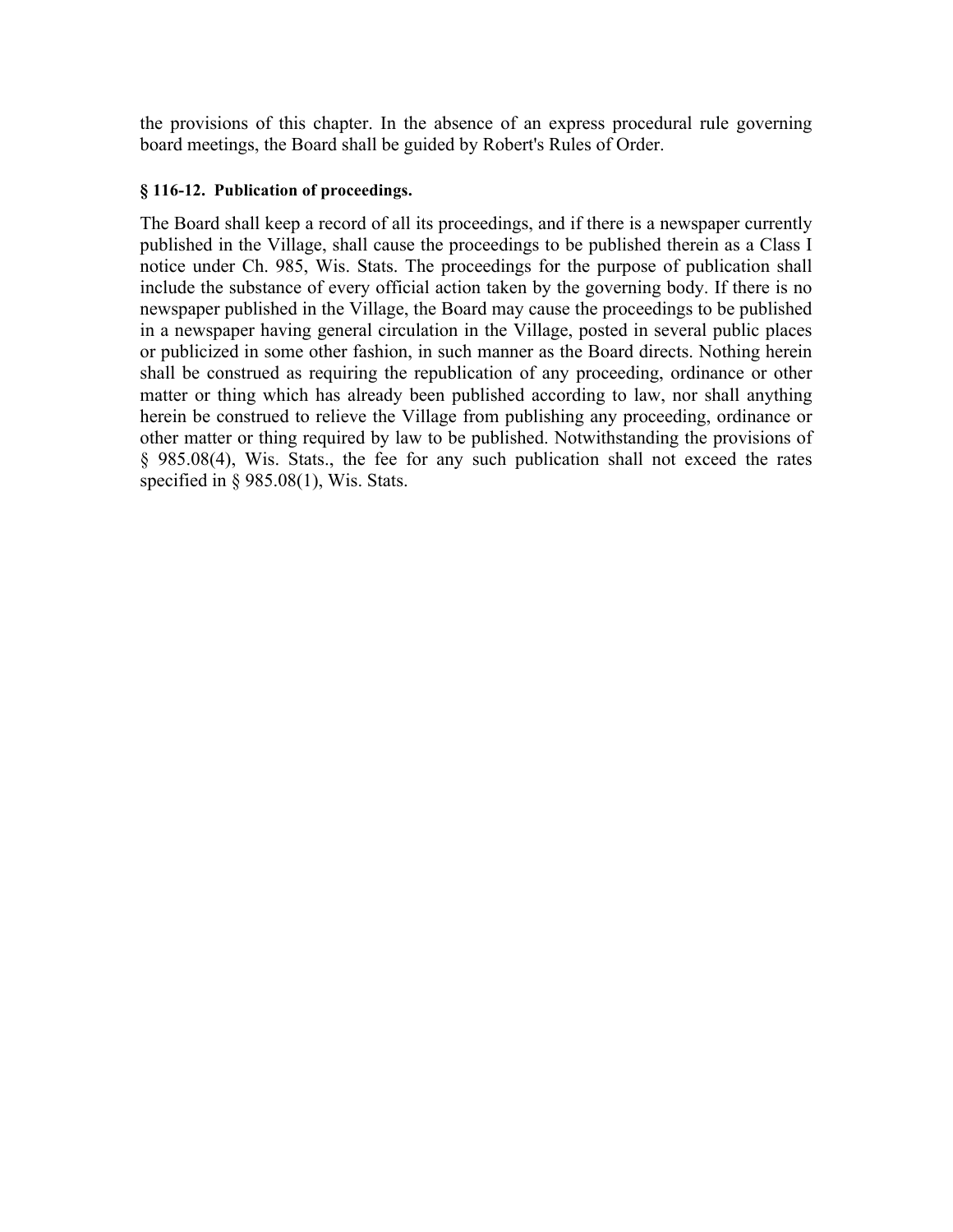the provisions of this chapter. In the absence of an express procedural rule governing board meetings, the Board shall be guided by Robert's Rules of Order.

### § 116-12. Publication of proceedings.

The Board shall keep a record of all its proceedings, and if there is a newspaper currently published in the Village, shall cause the proceedings to be published therein as a Class I notice under Ch. 985, Wis. Stats. The proceedings for the purpose of publication shall include the substance of every official action taken by the governing body. If there is no newspaper published in the Village, the Board may cause the proceedings to be published in a newspaper having general circulation in the Village, posted in several public places or publicized in some other fashion, in such manner as the Board directs. Nothing herein shall be construed as requiring the republication of any proceeding, ordinance or other matter or thing which has already been published according to law, nor shall anything herein be construed to relieve the Village from publishing any proceeding, ordinance or other matter or thing required by law to be published. Notwithstanding the provisions of § 985.08(4), Wis. Stats., the fee for any such publication shall not exceed the rates specified in § 985.08(1), Wis. Stats.